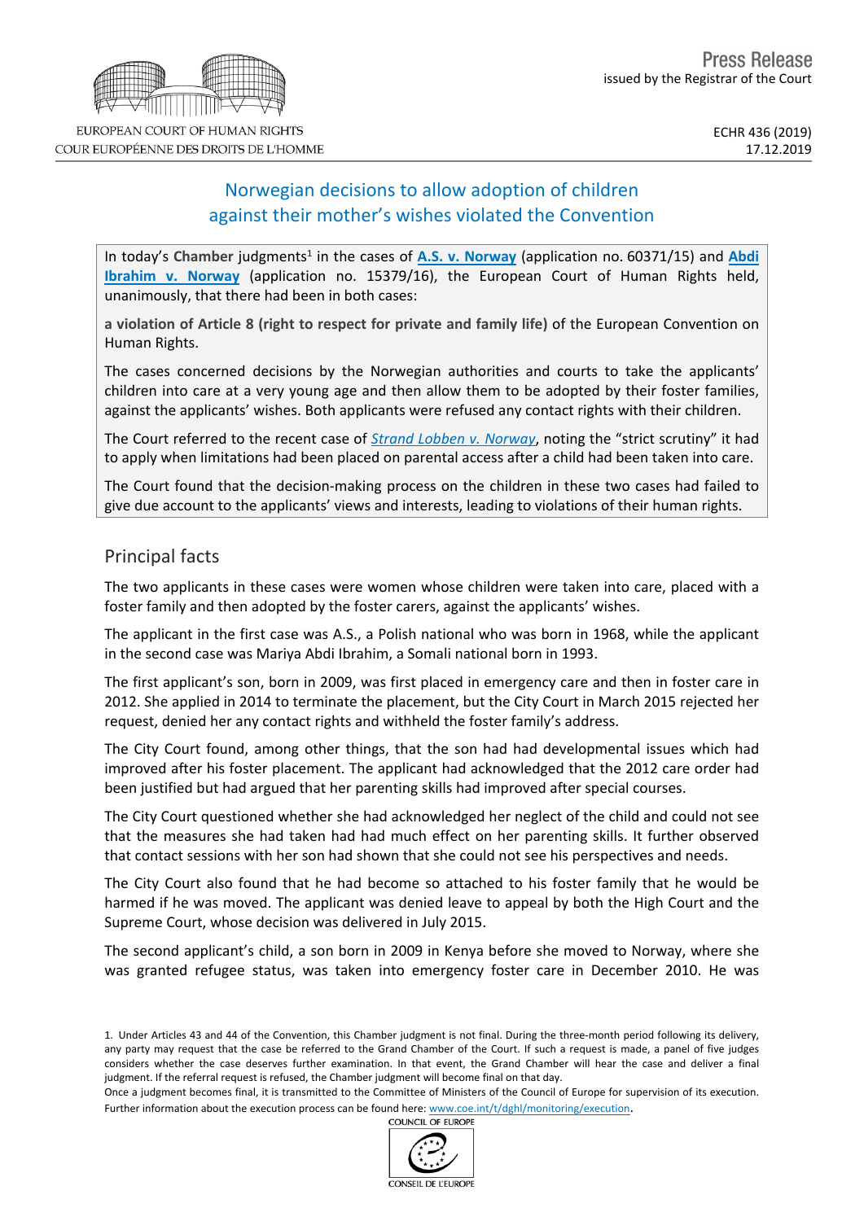EUROPEAN COURT OF HUMAN RIGHTS
COUR EUROPÉENNE DES DROITS DE L'HOMME

Press Release
issued by the Registrar of the Court

ECHR 436 (2019)
17.12.2019

# Norwegian decisions to allow adoption of children against their mother's wishes violated the Convention

In today's **Chamber** judgments[1] in the cases of **A.S. v. Norway** (application no. 60371/15) and **Abdi Ibrahim v. Norway** (application no. 15379/16), the European Court of Human Rights held, unanimously, that there had been in both cases:

**a violation of Article 8 (right to respect for private and family life)** of the European Convention on Human Rights.

The cases concerned decisions by the Norwegian authorities and courts to take the applicants' children into care at a very young age and then allow them to be adopted by their foster families, against the applicants' wishes. Both applicants were refused any contact rights with their children.

The Court referred to the recent case of *Strand Lobben v. Norway*, noting the "strict scrutiny" it had to apply when limitations had been placed on parental access after a child had been taken into care.

The Court found that the decision-making process on the children in these two cases had failed to give due account to the applicants' views and interests, leading to violations of their human rights.

## Principal facts

The two applicants in these cases were women whose children were taken into care, placed with a foster family and then adopted by the foster carers, against the applicants' wishes.

The applicant in the first case was A.S., a Polish national who was born in 1968, while the applicant in the second case was Mariya Abdi Ibrahim, a Somali national born in 1993.

The first applicant's son, born in 2009, was first placed in emergency care and then in foster care in 2012. She applied in 2014 to terminate the placement, but the City Court in March 2015 rejected her request, denied her any contact rights and withheld the foster family's address.

The City Court found, among other things, that the son had had developmental issues which had improved after his foster placement. The applicant had acknowledged that the 2012 care order had been justified but had argued that her parenting skills had improved after special courses.

The City Court questioned whether she had acknowledged her neglect of the child and could not see that the measures she had taken had had much effect on her parenting skills. It further observed that contact sessions with her son had shown that she could not see his perspectives and needs.

The City Court also found that he had become so attached to his foster family that he would be harmed if he was moved. The applicant was denied leave to appeal by both the High Court and the Supreme Court, whose decision was delivered in July 2015.

The second applicant's child, a son born in 2009 in Kenya before she moved to Norway, where she was granted refugee status, was taken into emergency foster care in December 2010. He was

1. Under Articles 43 and 44 of the Convention, this Chamber judgment is not final. During the three-month period following its delivery, any party may request that the case be referred to the Grand Chamber of the Court. If such a request is made, a panel of five judges considers whether the case deserves further examination. In that event, the Grand Chamber will hear the case and deliver a final judgment. If the referral request is refused, the Chamber judgment will become final on that day.
Once a judgment becomes final, it is transmitted to the Committee of Ministers of the Council of Europe for supervision of its execution. Further information about the execution process can be found here: www.coe.int/t/dghl/monitoring/execution.

COUNCIL OF EUROPE
CONSEIL DE L'EUROPE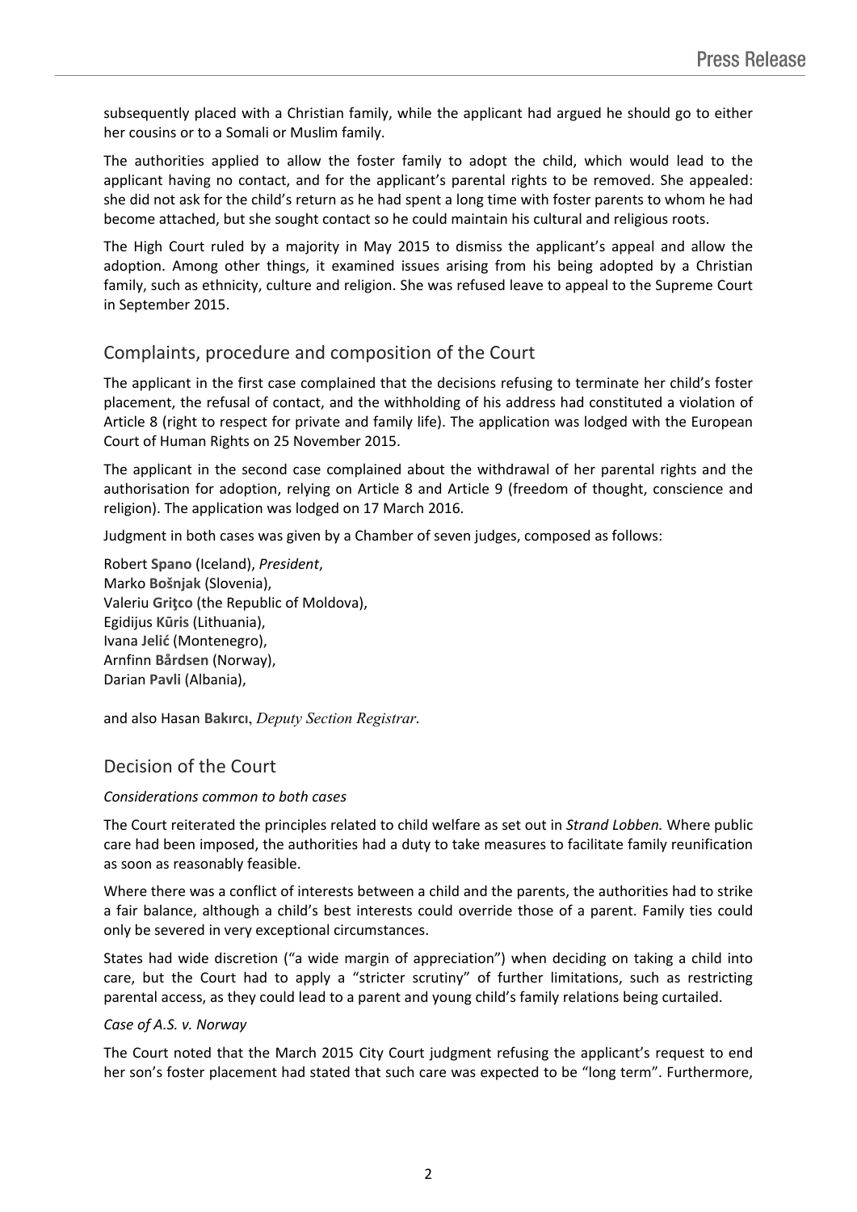subsequently placed with a Christian family, while the applicant had argued he should go to either her cousins or to a Somali or Muslim family.

The authorities applied to allow the foster family to adopt the child, which would lead to the applicant having no contact, and for the applicant's parental rights to be removed. She appealed: she did not ask for the child's return as he had spent a long time with foster parents to whom he had become attached, but she sought contact so he could maintain his cultural and religious roots.

The High Court ruled by a majority in May 2015 to dismiss the applicant's appeal and allow the adoption. Among other things, it examined issues arising from his being adopted by a Christian family, such as ethnicity, culture and religion. She was refused leave to appeal to the Supreme Court in September 2015.

## Complaints, procedure and composition of the Court

The applicant in the first case complained that the decisions refusing to terminate her child's foster placement, the refusal of contact, and the withholding of his address had constituted a violation of Article 8 (right to respect for private and family life). The application was lodged with the European Court of Human Rights on 25 November 2015.

The applicant in the second case complained about the withdrawal of her parental rights and the authorisation for adoption, relying on Article 8 and Article 9 (freedom of thought, conscience and religion). The application was lodged on 17 March 2016.

Judgment in both cases was given by a Chamber of seven judges, composed as follows:

Robert **Spano** (Iceland), *President*,
Marko **Bošnjak** (Slovenia),
Valeriu **Griţco** (the Republic of Moldova),
Egidijus **Kūris** (Lithuania),
Ivana **Jelić** (Montenegro),
Arnfinn **Bårdsen** (Norway),
Darian **Pavli** (Albania),

and also Hasan **Bakırcı**, *Deputy Section Registrar*.

## Decision of the Court

*Considerations common to both cases*

The Court reiterated the principles related to child welfare as set out in *Strand Lobben.* Where public care had been imposed, the authorities had a duty to take measures to facilitate family reunification as soon as reasonably feasible.

Where there was a conflict of interests between a child and the parents, the authorities had to strike a fair balance, although a child's best interests could override those of a parent. Family ties could only be severed in very exceptional circumstances.

States had wide discretion ("a wide margin of appreciation") when deciding on taking a child into care, but the Court had to apply a "stricter scrutiny" of further limitations, such as restricting parental access, as they could lead to a parent and young child's family relations being curtailed.

*Case of A.S. v. Norway*

The Court noted that the March 2015 City Court judgment refusing the applicant's request to end her son's foster placement had stated that such care was expected to be "long term". Furthermore,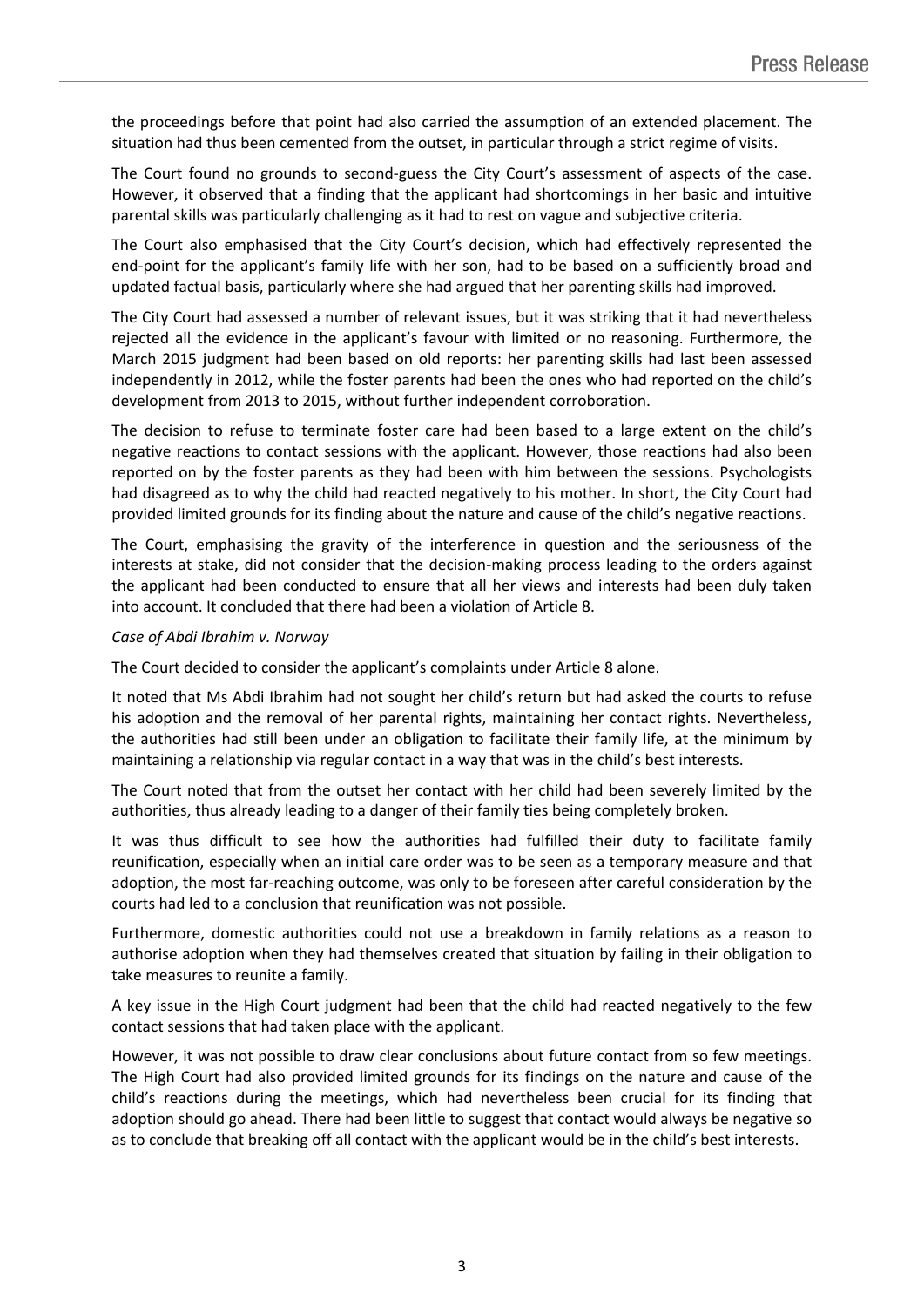the proceedings before that point had also carried the assumption of an extended placement. The situation had thus been cemented from the outset, in particular through a strict regime of visits.

The Court found no grounds to second-guess the City Court's assessment of aspects of the case. However, it observed that a finding that the applicant had shortcomings in her basic and intuitive parental skills was particularly challenging as it had to rest on vague and subjective criteria.

The Court also emphasised that the City Court's decision, which had effectively represented the end-point for the applicant's family life with her son, had to be based on a sufficiently broad and updated factual basis, particularly where she had argued that her parenting skills had improved.

The City Court had assessed a number of relevant issues, but it was striking that it had nevertheless rejected all the evidence in the applicant's favour with limited or no reasoning. Furthermore, the March 2015 judgment had been based on old reports: her parenting skills had last been assessed independently in 2012, while the foster parents had been the ones who had reported on the child's development from 2013 to 2015, without further independent corroboration.

The decision to refuse to terminate foster care had been based to a large extent on the child's negative reactions to contact sessions with the applicant. However, those reactions had also been reported on by the foster parents as they had been with him between the sessions. Psychologists had disagreed as to why the child had reacted negatively to his mother. In short, the City Court had provided limited grounds for its finding about the nature and cause of the child's negative reactions.

The Court, emphasising the gravity of the interference in question and the seriousness of the interests at stake, did not consider that the decision-making process leading to the orders against the applicant had been conducted to ensure that all her views and interests had been duly taken into account. It concluded that there had been a violation of Article 8.

*Case of Abdi Ibrahim v. Norway*

The Court decided to consider the applicant's complaints under Article 8 alone.

It noted that Ms Abdi Ibrahim had not sought her child's return but had asked the courts to refuse his adoption and the removal of her parental rights, maintaining her contact rights. Nevertheless, the authorities had still been under an obligation to facilitate their family life, at the minimum by maintaining a relationship via regular contact in a way that was in the child's best interests.

The Court noted that from the outset her contact with her child had been severely limited by the authorities, thus already leading to a danger of their family ties being completely broken.

It was thus difficult to see how the authorities had fulfilled their duty to facilitate family reunification, especially when an initial care order was to be seen as a temporary measure and that adoption, the most far-reaching outcome, was only to be foreseen after careful consideration by the courts had led to a conclusion that reunification was not possible.

Furthermore, domestic authorities could not use a breakdown in family relations as a reason to authorise adoption when they had themselves created that situation by failing in their obligation to take measures to reunite a family.

A key issue in the High Court judgment had been that the child had reacted negatively to the few contact sessions that had taken place with the applicant.

However, it was not possible to draw clear conclusions about future contact from so few meetings. The High Court had also provided limited grounds for its findings on the nature and cause of the child's reactions during the meetings, which had nevertheless been crucial for its finding that adoption should go ahead. There had been little to suggest that contact would always be negative so as to conclude that breaking off all contact with the applicant would be in the child's best interests.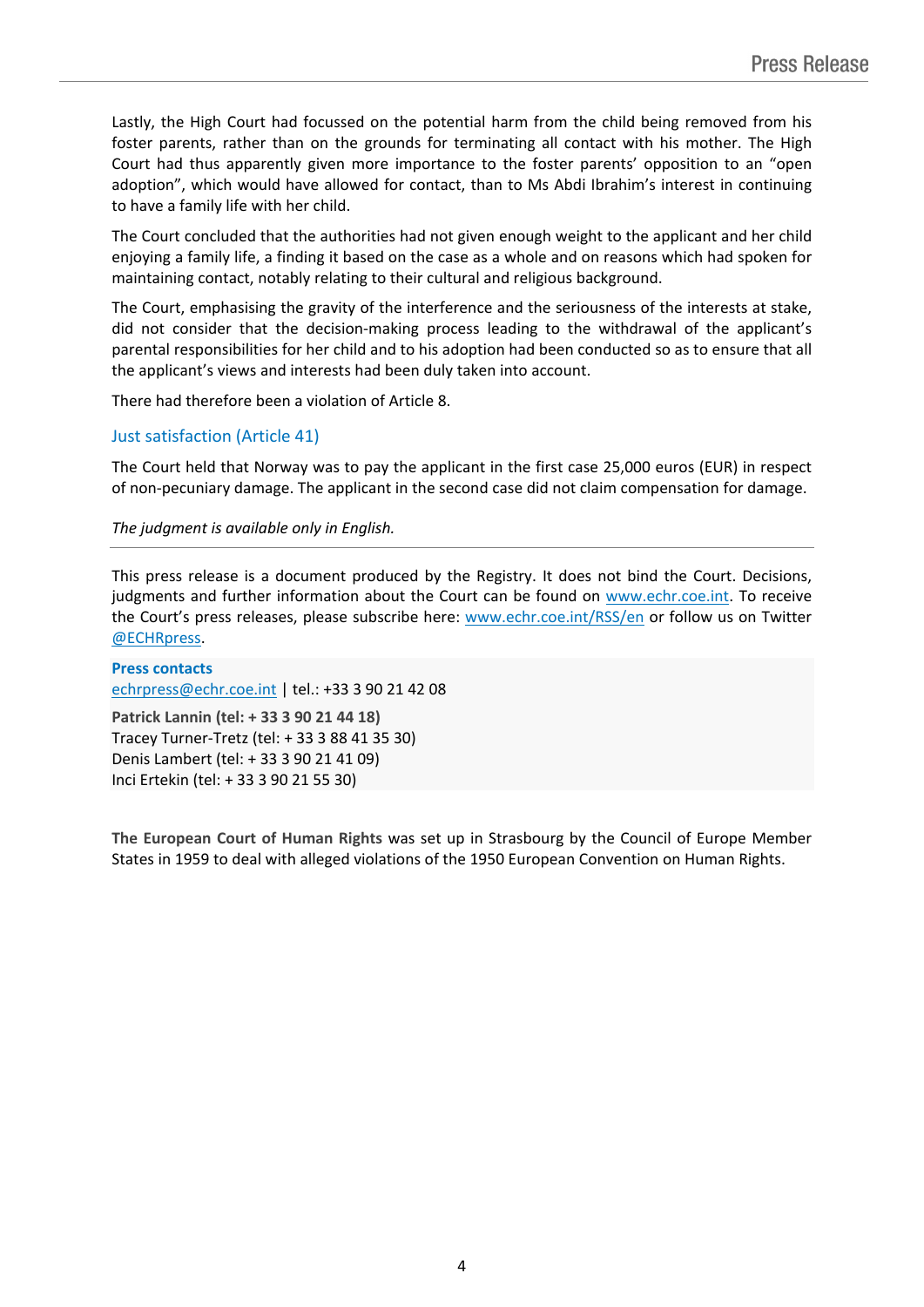Lastly, the High Court had focussed on the potential harm from the child being removed from his foster parents, rather than on the grounds for terminating all contact with his mother. The High Court had thus apparently given more importance to the foster parents' opposition to an "open adoption", which would have allowed for contact, than to Ms Abdi Ibrahim's interest in continuing to have a family life with her child.

The Court concluded that the authorities had not given enough weight to the applicant and her child enjoying a family life, a finding it based on the case as a whole and on reasons which had spoken for maintaining contact, notably relating to their cultural and religious background.

The Court, emphasising the gravity of the interference and the seriousness of the interests at stake, did not consider that the decision-making process leading to the withdrawal of the applicant's parental responsibilities for her child and to his adoption had been conducted so as to ensure that all the applicant's views and interests had been duly taken into account.

There had therefore been a violation of Article 8.

## Just satisfaction (Article 41)

The Court held that Norway was to pay the applicant in the first case 25,000 euros (EUR) in respect of non-pecuniary damage. The applicant in the second case did not claim compensation for damage.

*The judgment is available only in English.*

---

This press release is a document produced by the Registry. It does not bind the Court. Decisions, judgments and further information about the Court can be found on [www.echr.coe.int](www.echr.coe.int). To receive the Court's press releases, please subscribe here: [www.echr.coe.int/RSS/en](www.echr.coe.int/RSS/en) or follow us on Twitter [@ECHRpress](@ECHRpress).

**Press contacts**
echrpress@echr.coe.int | tel.: +33 3 90 21 42 08

**Patrick Lannin (tel: + 33 3 90 21 44 18)**
Tracey Turner-Tretz (tel: + 33 3 88 41 35 30)
Denis Lambert (tel: + 33 3 90 21 41 09)
Inci Ertekin (tel: + 33 3 90 21 55 30)

**The European Court of Human Rights** was set up in Strasbourg by the Council of Europe Member States in 1959 to deal with alleged violations of the 1950 European Convention on Human Rights.